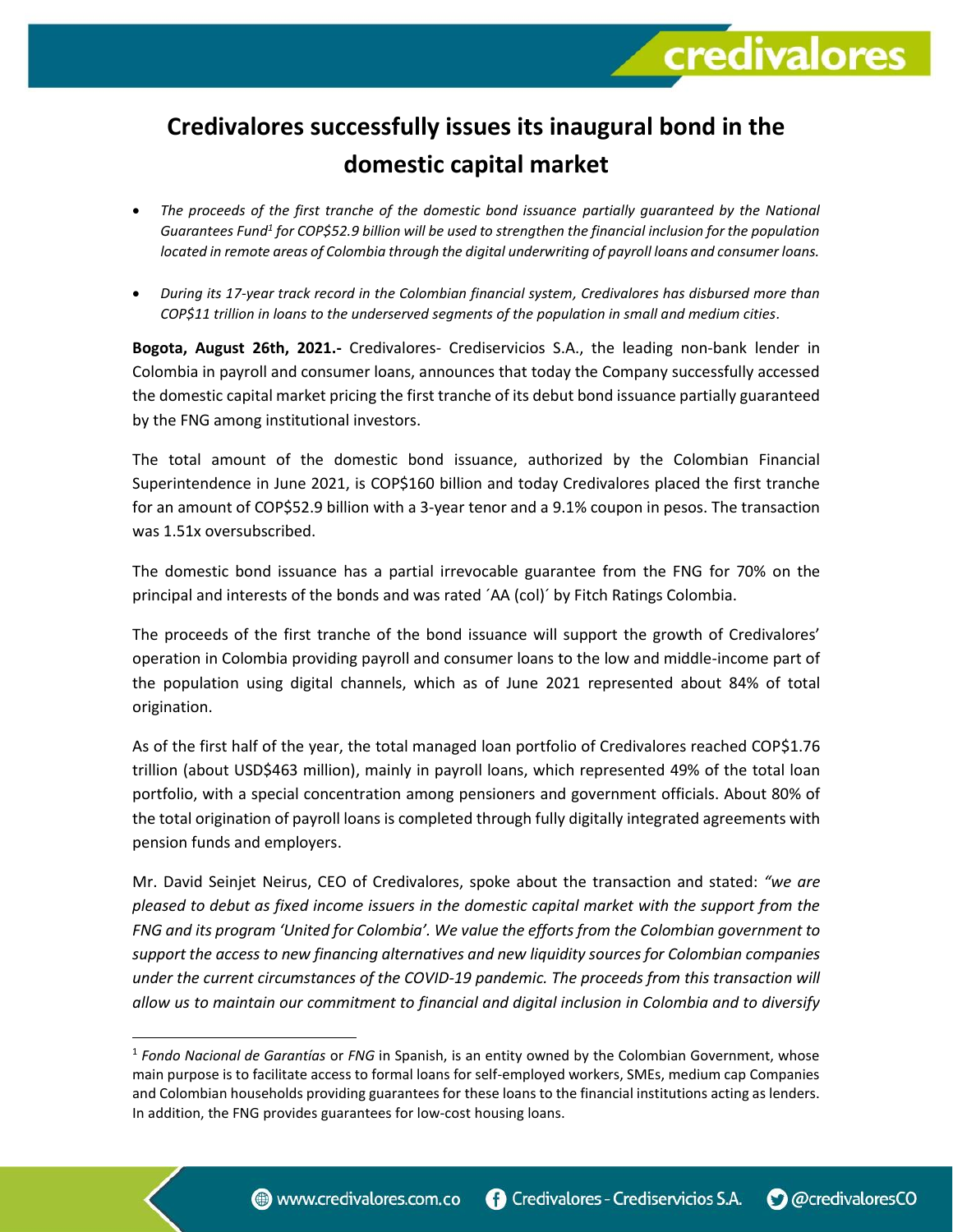# Credivalores successfully issues its inaugural bond in the domestic capital market

- *The proceeds of the first tranche of the domestic bond issuance partially guaranteed by the National Guarantees Fund[1] for COP$52.9 billion will be used to strengthen the financial inclusion for the population located in remote areas of Colombia through the digital underwriting of payroll loans and consumer loans.*

- *During its 17-year track record in the Colombian financial system, Credivalores has disbursed more than COP$11 trillion in loans to the underserved segments of the population in small and medium cities.*

**Bogota, August 26th, 2021.-** Credivalores- Crediservicios S.A., the leading non-bank lender in Colombia in payroll and consumer loans, announces that today the Company successfully accessed the domestic capital market pricing the first tranche of its debut bond issuance partially guaranteed by the FNG among institutional investors.

The total amount of the domestic bond issuance, authorized by the Colombian Financial Superintendence in June 2021, is COP$160 billion and today Credivalores placed the first tranche for an amount of COP$52.9 billion with a 3-year tenor and a 9.1% coupon in pesos. The transaction was 1.51x oversubscribed.

The domestic bond issuance has a partial irrevocable guarantee from the FNG for 70% on the principal and interests of the bonds and was rated ´AA (col)´ by Fitch Ratings Colombia.

The proceeds of the first tranche of the bond issuance will support the growth of Credivalores' operation in Colombia providing payroll and consumer loans to the low and middle-income part of the population using digital channels, which as of June 2021 represented about 84% of total origination.

As of the first half of the year, the total managed loan portfolio of Credivalores reached COP$1.76 trillion (about USD$463 million), mainly in payroll loans, which represented 49% of the total loan portfolio, with a special concentration among pensioners and government officials. About 80% of the total origination of payroll loans is completed through fully digitally integrated agreements with pension funds and employers.

Mr. David Seinjet Neirus, CEO of Credivalores, spoke about the transaction and stated: *"we are pleased to debut as fixed income issuers in the domestic capital market with the support from the FNG and its program 'United for Colombia'. We value the efforts from the Colombian government to support the access to new financing alternatives and new liquidity sources for Colombian companies under the current circumstances of the COVID-19 pandemic. The proceeds from this transaction will allow us to maintain our commitment to financial and digital inclusion in Colombia and to diversify*

[1] *Fondo Nacional de Garantías* or *FNG* in Spanish, is an entity owned by the Colombian Government, whose main purpose is to facilitate access to formal loans for self-employed workers, SMEs, medium cap Companies and Colombian households providing guarantees for these loans to the financial institutions acting as lenders. In addition, the FNG provides guarantees for low-cost housing loans.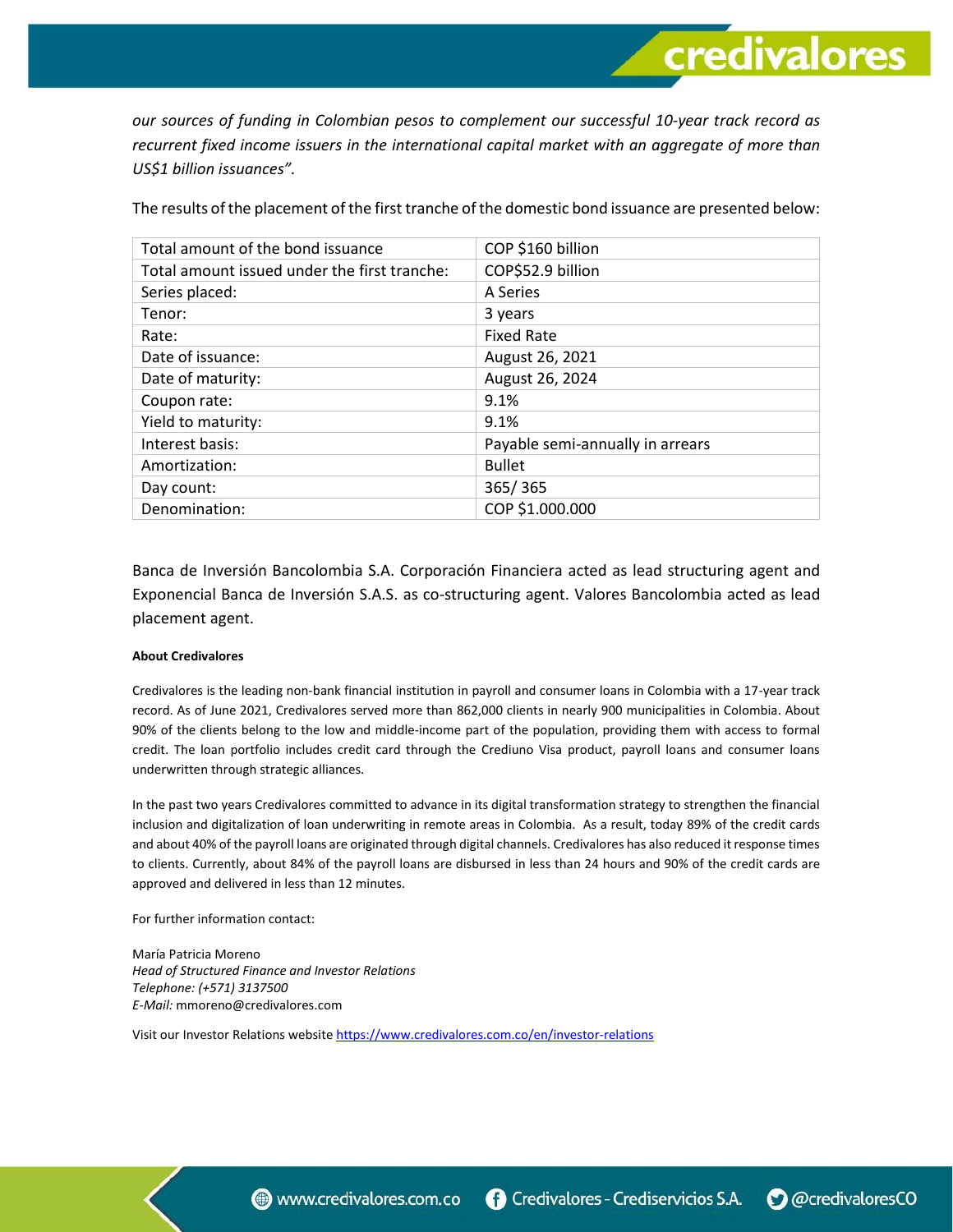*our sources of funding in Colombian pesos to complement our successful 10-year track record as recurrent fixed income issuers in the international capital market with an aggregate of more than US$1 billion issuances".*

The results of the placement of the first tranche of the domestic bond issuance are presented below:

| | |
|---|---|
| Total amount of the bond issuance | COP $160 billion |
| Total amount issued under the first tranche: | COP$52.9 billion |
| Series placed: | A Series |
| Tenor: | 3 years |
| Rate: | Fixed Rate |
| Date of issuance: | August 26, 2021 |
| Date of maturity: | August 26, 2024 |
| Coupon rate: | 9.1% |
| Yield to maturity: | 9.1% |
| Interest basis: | Payable semi-annually in arrears |
| Amortization: | Bullet |
| Day count: | 365/ 365 |
| Denomination: | COP $1.000.000 |

Banca de Inversión Bancolombia S.A. Corporación Financiera acted as lead structuring agent and Exponencial Banca de Inversión S.A.S. as co-structuring agent. Valores Bancolombia acted as lead placement agent.

**About Credivalores**

Credivalores is the leading non-bank financial institution in payroll and consumer loans in Colombia with a 17-year track record. As of June 2021, Credivalores served more than 862,000 clients in nearly 900 municipalities in Colombia. About 90% of the clients belong to the low and middle-income part of the population, providing them with access to formal credit. The loan portfolio includes credit card through the Crediuno Visa product, payroll loans and consumer loans underwritten through strategic alliances.

In the past two years Credivalores committed to advance in its digital transformation strategy to strengthen the financial inclusion and digitalization of loan underwriting in remote areas in Colombia. As a result, today 89% of the credit cards and about 40% of the payroll loans are originated through digital channels. Credivalores has also reduced it response times to clients. Currently, about 84% of the payroll loans are disbursed in less than 24 hours and 90% of the credit cards are approved and delivered in less than 12 minutes.

For further information contact:

María Patricia Moreno
*Head of Structured Finance and Investor Relations*
*Telephone: (+571) 3137500*
*E-Mail:* mmoreno@credivalores.com

Visit our Investor Relations website https://www.credivalores.com.co/en/investor-relations